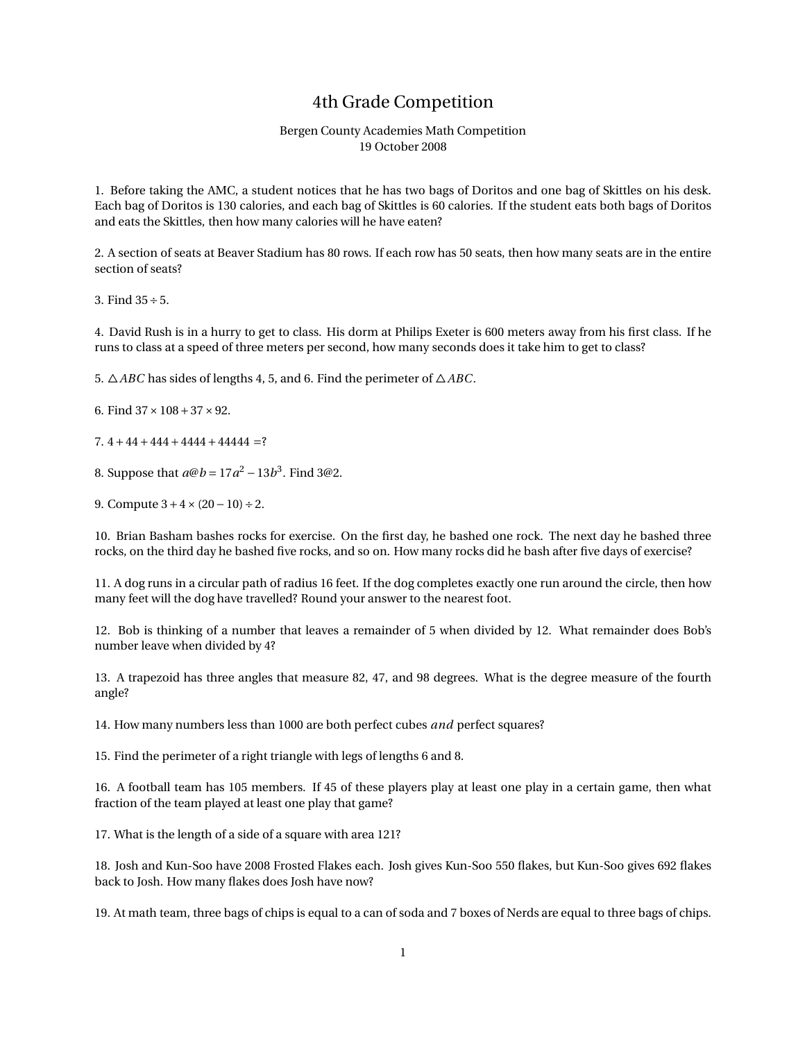# 4th Grade Competition

Bergen County Academies Math Competition
19 October 2008

1. Before taking the AMC, a student notices that he has two bags of Doritos and one bag of Skittles on his desk. Each bag of Doritos is 130 calories, and each bag of Skittles is 60 calories. If the student eats both bags of Doritos and eats the Skittles, then how many calories will he have eaten?

2. A section of seats at Beaver Stadium has 80 rows. If each row has 50 seats, then how many seats are in the entire section of seats?

3. Find $35 \div 5$.

4. David Rush is in a hurry to get to class. His dorm at Philips Exeter is 600 meters away from his first class. If he runs to class at a speed of three meters per second, how many seconds does it take him to get to class?

5. $\triangle ABC$ has sides of lengths 4, 5, and 6. Find the perimeter of $\triangle ABC$.

6. Find $37 \times 108 + 37 \times 92$.

7. $4 + 44 + 444 + 4444 + 44444 = ?$

8. Suppose that $a@b = 17a^2 - 13b^3$. Find $3@2$.

9. Compute $3 + 4 \times (20 - 10) \div 2$.

10. Brian Basham bashes rocks for exercise. On the first day, he bashed one rock. The next day he bashed three rocks, on the third day he bashed five rocks, and so on. How many rocks did he bash after five days of exercise?

11. A dog runs in a circular path of radius 16 feet. If the dog completes exactly one run around the circle, then how many feet will the dog have travelled? Round your answer to the nearest foot.

12. Bob is thinking of a number that leaves a remainder of 5 when divided by 12. What remainder does Bob's number leave when divided by 4?

13. A trapezoid has three angles that measure 82, 47, and 98 degrees. What is the degree measure of the fourth angle?

14. How many numbers less than 1000 are both perfect cubes *and* perfect squares?

15. Find the perimeter of a right triangle with legs of lengths 6 and 8.

16. A football team has 105 members. If 45 of these players play at least one play in a certain game, then what fraction of the team played at least one play that game?

17. What is the length of a side of a square with area 121?

18. Josh and Kun-Soo have 2008 Frosted Flakes each. Josh gives Kun-Soo 550 flakes, but Kun-Soo gives 692 flakes back to Josh. How many flakes does Josh have now?

19. At math team, three bags of chips is equal to a can of soda and 7 boxes of Nerds are equal to three bags of chips.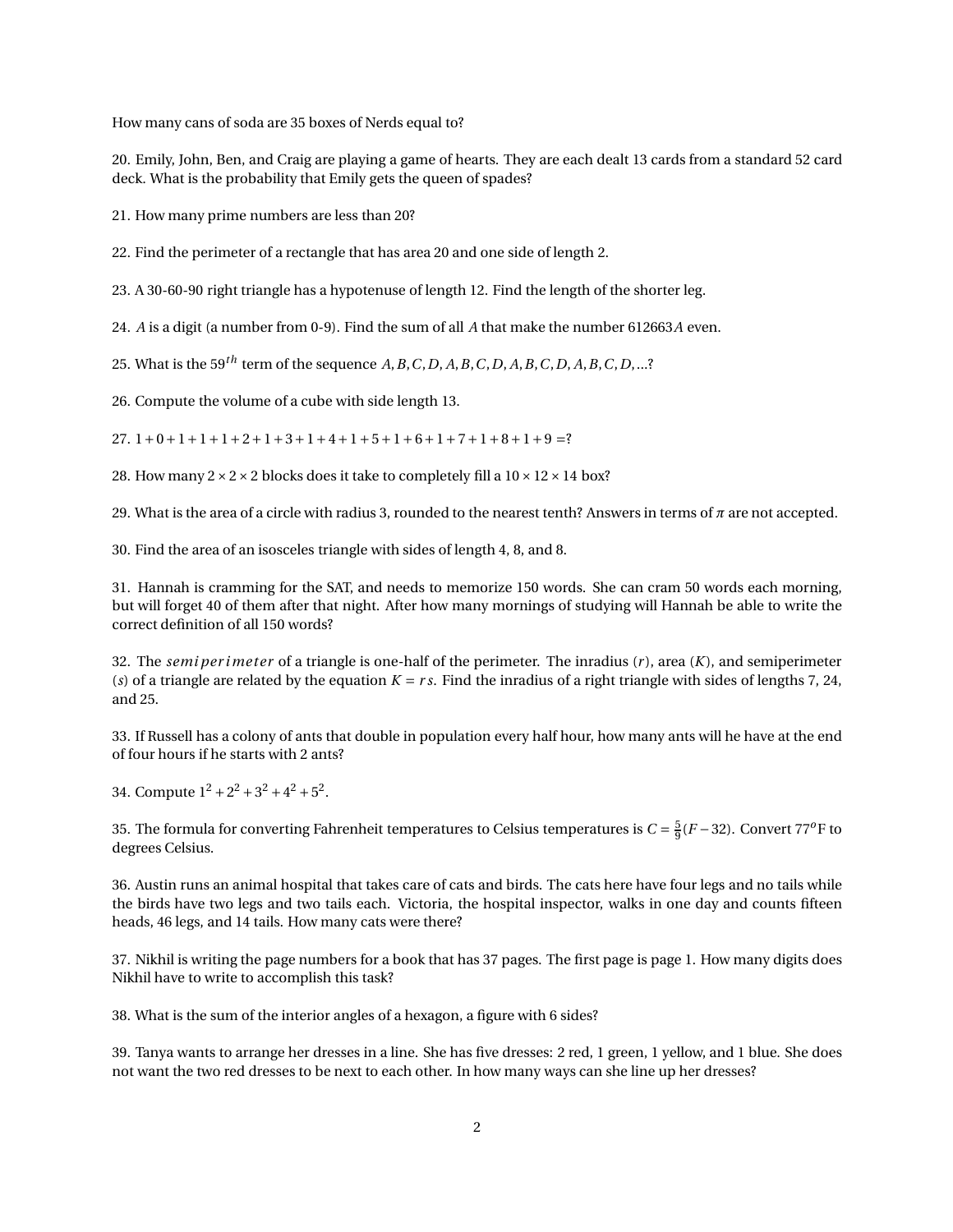How many cans of soda are 35 boxes of Nerds equal to?

20. Emily, John, Ben, and Craig are playing a game of hearts. They are each dealt 13 cards from a standard 52 card deck. What is the probability that Emily gets the queen of spades?

21. How many prime numbers are less than 20?

22. Find the perimeter of a rectangle that has area 20 and one side of length 2.

23. A 30-60-90 right triangle has a hypotenuse of length 12. Find the length of the shorter leg.

24. $A$ is a digit (a number from 0-9). Find the sum of all $A$ that make the number $612663A$ even.

25. What is the $59^{th}$ term of the sequence $A, B, C, D, A, B, C, D, A, B, C, D, A, B, C, D, \ldots$?

26. Compute the volume of a cube with side length 13.

27. $1+0+1+1+1+2+1+3+1+4+1+5+1+6+1+7+1+8+1+9=$?

28. How many $2 \times 2 \times 2$ blocks does it take to completely fill a $10 \times 12 \times 14$ box?

29. What is the area of a circle with radius 3, rounded to the nearest tenth? Answers in terms of $\pi$ are not accepted.

30. Find the area of an isosceles triangle with sides of length 4, 8, and 8.

31. Hannah is cramming for the SAT, and needs to memorize 150 words. She can cram 50 words each morning, but will forget 40 of them after that night. After how many mornings of studying will Hannah be able to write the correct definition of all 150 words?

32. The *semiperimeter* of a triangle is one-half of the perimeter. The inradius ($r$), area ($K$), and semiperimeter ($s$) of a triangle are related by the equation $K = rs$. Find the inradius of a right triangle with sides of lengths 7, 24, and 25.

33. If Russell has a colony of ants that double in population every half hour, how many ants will he have at the end of four hours if he starts with 2 ants?

34. Compute $1^2 + 2^2 + 3^2 + 4^2 + 5^2$.

35. The formula for converting Fahrenheit temperatures to Celsius temperatures is $C = \frac{5}{9}(F - 32)$. Convert $77^o$F to degrees Celsius.

36. Austin runs an animal hospital that takes care of cats and birds. The cats here have four legs and no tails while the birds have two legs and two tails each. Victoria, the hospital inspector, walks in one day and counts fifteen heads, 46 legs, and 14 tails. How many cats were there?

37. Nikhil is writing the page numbers for a book that has 37 pages. The first page is page 1. How many digits does Nikhil have to write to accomplish this task?

38. What is the sum of the interior angles of a hexagon, a figure with 6 sides?

39. Tanya wants to arrange her dresses in a line. She has five dresses: 2 red, 1 green, 1 yellow, and 1 blue. She does not want the two red dresses to be next to each other. In how many ways can she line up her dresses?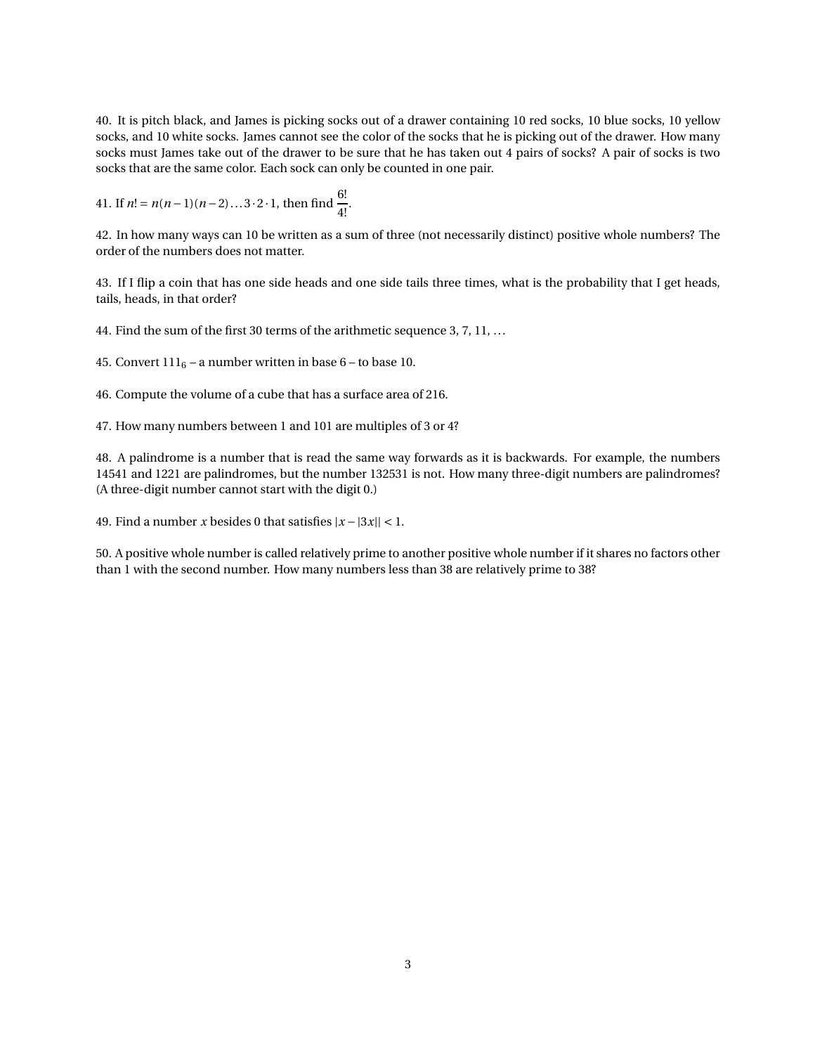40. It is pitch black, and James is picking socks out of a drawer containing 10 red socks, 10 blue socks, 10 yellow socks, and 10 white socks. James cannot see the color of the socks that he is picking out of the drawer. How many socks must James take out of the drawer to be sure that he has taken out 4 pairs of socks? A pair of socks is two socks that are the same color. Each sock can only be counted in one pair.

41. If $n! = n(n-1)(n-2)\ldots 3 \cdot 2 \cdot 1$, then find $\dfrac{6!}{4!}$.

42. In how many ways can 10 be written as a sum of three (not necessarily distinct) positive whole numbers? The order of the numbers does not matter.

43. If I flip a coin that has one side heads and one side tails three times, what is the probability that I get heads, tails, heads, in that order?

44. Find the sum of the first 30 terms of the arithmetic sequence 3, 7, 11, ...

45. Convert $111_6$ – a number written in base 6 – to base 10.

46. Compute the volume of a cube that has a surface area of 216.

47. How many numbers between 1 and 101 are multiples of 3 or 4?

48. A palindrome is a number that is read the same way forwards as it is backwards. For example, the numbers 14541 and 1221 are palindromes, but the number 132531 is not. How many three-digit numbers are palindromes? (A three-digit number cannot start with the digit 0.)

49. Find a number $x$ besides 0 that satisfies $|x - |3x|| < 1$.

50. A positive whole number is called relatively prime to another positive whole number if it shares no factors other than 1 with the second number. How many numbers less than 38 are relatively prime to 38?